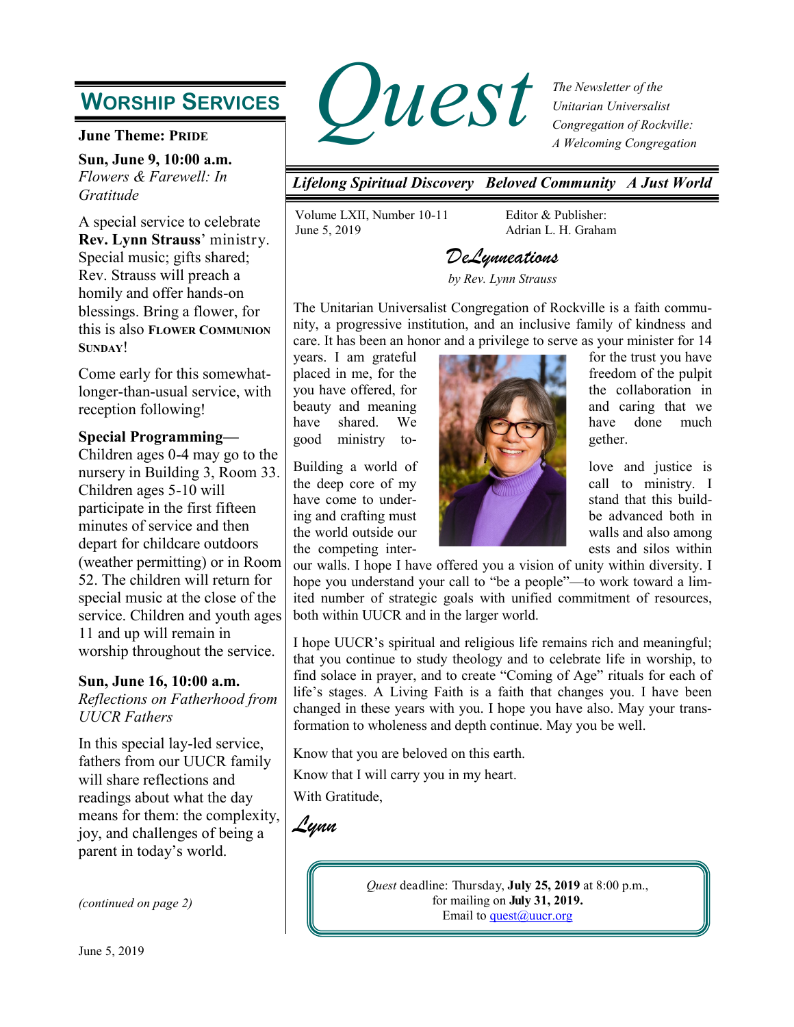# Quest

*The Newsletter of the Unitarian Universalist Congregation of Rockville: A Welcoming Congregation*

***Lifelong Spiritual Discovery   Beloved Community   A Just World***

Volume LXII, Number 10-11
June 5, 2019

Editor & Publisher:
Adrian L. H. Graham

## Worship Services

**June Theme: Pride**

**Sun, June 9, 10:00 a.m.**
*Flowers & Farewell: In Gratitude*

A special service to celebrate **Rev. Lynn Strauss**' ministry. Special music; gifts shared; Rev. Strauss will preach a homily and offer hands-on blessings. Bring a flower, for this is also **Flower Communion Sunday**!

Come early for this somewhat-longer-than-usual service, with reception following!

**Special Programming—** Children ages 0-4 may go to the nursery in Building 3, Room 33. Children ages 5-10 will participate in the first fifteen minutes of service and then depart for childcare outdoors (weather permitting) or in Room 52. The children will return for special music at the close of the service. Children and youth ages 11 and up will remain in worship throughout the service.

**Sun, June 16, 10:00 a.m.**
*Reflections on Fatherhood from UUCR Fathers*

In this special lay-led service, fathers from our UUCR family will share reflections and readings about what the day means for them: the complexity, joy, and challenges of being a parent in today's world.

*(continued on page 2)*

## DeLynneations

*by Rev. Lynn Strauss*

The Unitarian Universalist Congregation of Rockville is a faith community, a progressive institution, and an inclusive family of kindness and care. It has been an honor and a privilege to serve as your minister for 14 years. I am grateful for the trust you have placed in me, for the freedom of the pulpit you have offered, for the collaboration in beauty and meaning and caring that we have shared. We have done much good ministry together.

Building a world of love and justice is the deep core of my call to ministry. I have come to understand that this building and crafting must be advanced both in the world outside our walls and also among the competing interests and silos within our walls. I hope I have offered you a vision of unity within diversity. I hope you understand your call to "be a people"—to work toward a limited number of strategic goals with unified commitment of resources, both within UUCR and in the larger world.

I hope UUCR's spiritual and religious life remains rich and meaningful; that you continue to study theology and to celebrate life in worship, to find solace in prayer, and to create "Coming of Age" rituals for each of life's stages. A Living Faith is a faith that changes you. I have been changed in these years with you. I hope you have also. May your transformation to wholeness and depth continue. May you be well.

Know that you are beloved on this earth.

Know that I will carry you in my heart.

With Gratitude,

*Lynn*

*Quest* deadline: Thursday, **July 25, 2019** at 8:00 p.m., for mailing on **July 31, 2019.**
Email to quest@uucr.org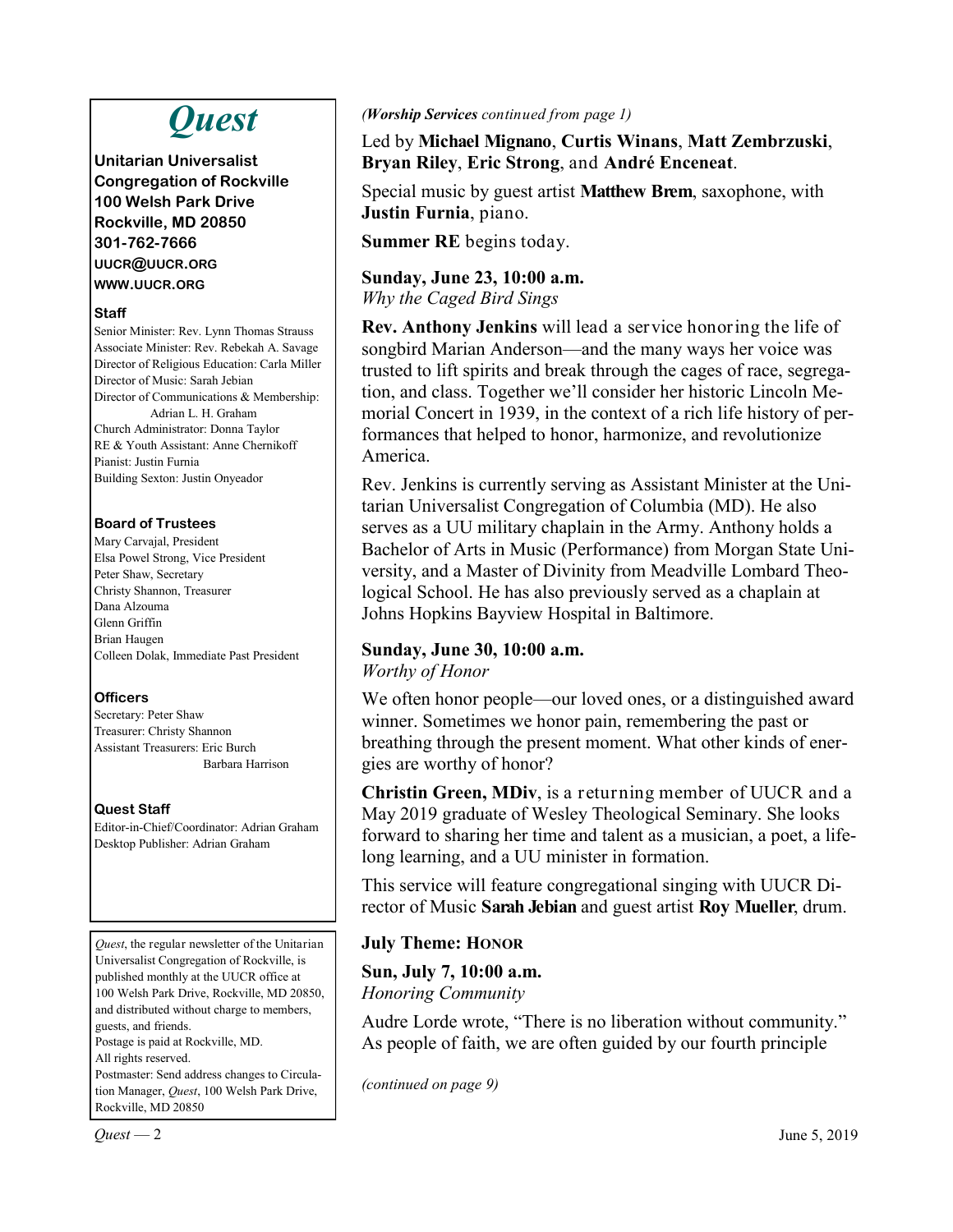# *Quest*

**Unitarian Universalist Congregation of Rockville**
**100 Welsh Park Drive**
**Rockville, MD 20850**
**301-762-7666**
**UUCR@UUCR.ORG**
**WWW.UUCR.ORG**

### Staff

Senior Minister: Rev. Lynn Thomas Strauss
Associate Minister: Rev. Rebekah A. Savage
Director of Religious Education: Carla Miller
Director of Music: Sarah Jebian
Director of Communications & Membership: Adrian L. H. Graham
Church Administrator: Donna Taylor
RE & Youth Assistant: Anne Chernikoff
Pianist: Justin Furnia
Building Sexton: Justin Onyeador

### Board of Trustees

Mary Carvajal, President
Elsa Powel Strong, Vice President
Peter Shaw, Secretary
Christy Shannon, Treasurer
Dana Alzouma
Glenn Griffin
Brian Haugen
Colleen Dolak, Immediate Past President

### Officers

Secretary: Peter Shaw
Treasurer: Christy Shannon
Assistant Treasurers: Eric Burch
Barbara Harrison

### Quest Staff

Editor-in-Chief/Coordinator: Adrian Graham
Desktop Publisher: Adrian Graham

*Quest*, the regular newsletter of the Unitarian Universalist Congregation of Rockville, is published monthly at the UUCR office at 100 Welsh Park Drive, Rockville, MD 20850, and distributed without charge to members, guests, and friends.
Postage is paid at Rockville, MD.
All rights reserved.
Postmaster: Send address changes to Circulation Manager, *Quest*, 100 Welsh Park Drive, Rockville, MD 20850

*(**Worship Services** continued from page 1)*

Led by **Michael Mignano**, **Curtis Winans**, **Matt Zembrzuski**, **Bryan Riley**, **Eric Strong**, and **André Enceneat**.

Special music by guest artist **Matthew Brem**, saxophone, with **Justin Furnia**, piano.

**Summer RE** begins today.

**Sunday, June 23, 10:00 a.m.**
*Why the Caged Bird Sings*

**Rev. Anthony Jenkins** will lead a service honoring the life of songbird Marian Anderson—and the many ways her voice was trusted to lift spirits and break through the cages of race, segregation, and class. Together we'll consider her historic Lincoln Memorial Concert in 1939, in the context of a rich life history of performances that helped to honor, harmonize, and revolutionize America.

Rev. Jenkins is currently serving as Assistant Minister at the Unitarian Universalist Congregation of Columbia (MD). He also serves as a UU military chaplain in the Army. Anthony holds a Bachelor of Arts in Music (Performance) from Morgan State University, and a Master of Divinity from Meadville Lombard Theological School. He has also previously served as a chaplain at Johns Hopkins Bayview Hospital in Baltimore.

**Sunday, June 30, 10:00 a.m.**
*Worthy of Honor*

We often honor people—our loved ones, or a distinguished award winner. Sometimes we honor pain, remembering the past or breathing through the present moment. What other kinds of energies are worthy of honor?

**Christin Green, MDiv**, is a returning member of UUCR and a May 2019 graduate of Wesley Theological Seminary. She looks forward to sharing her time and talent as a musician, a poet, a lifelong learning, and a UU minister in formation.

This service will feature congregational singing with UUCR Director of Music **Sarah Jebian** and guest artist **Roy Mueller**, drum.

**July Theme: HONOR**

**Sun, July 7, 10:00 a.m.**
*Honoring Community*

Audre Lorde wrote, "There is no liberation without community." As people of faith, we are often guided by our fourth principle

*(continued on page 9)*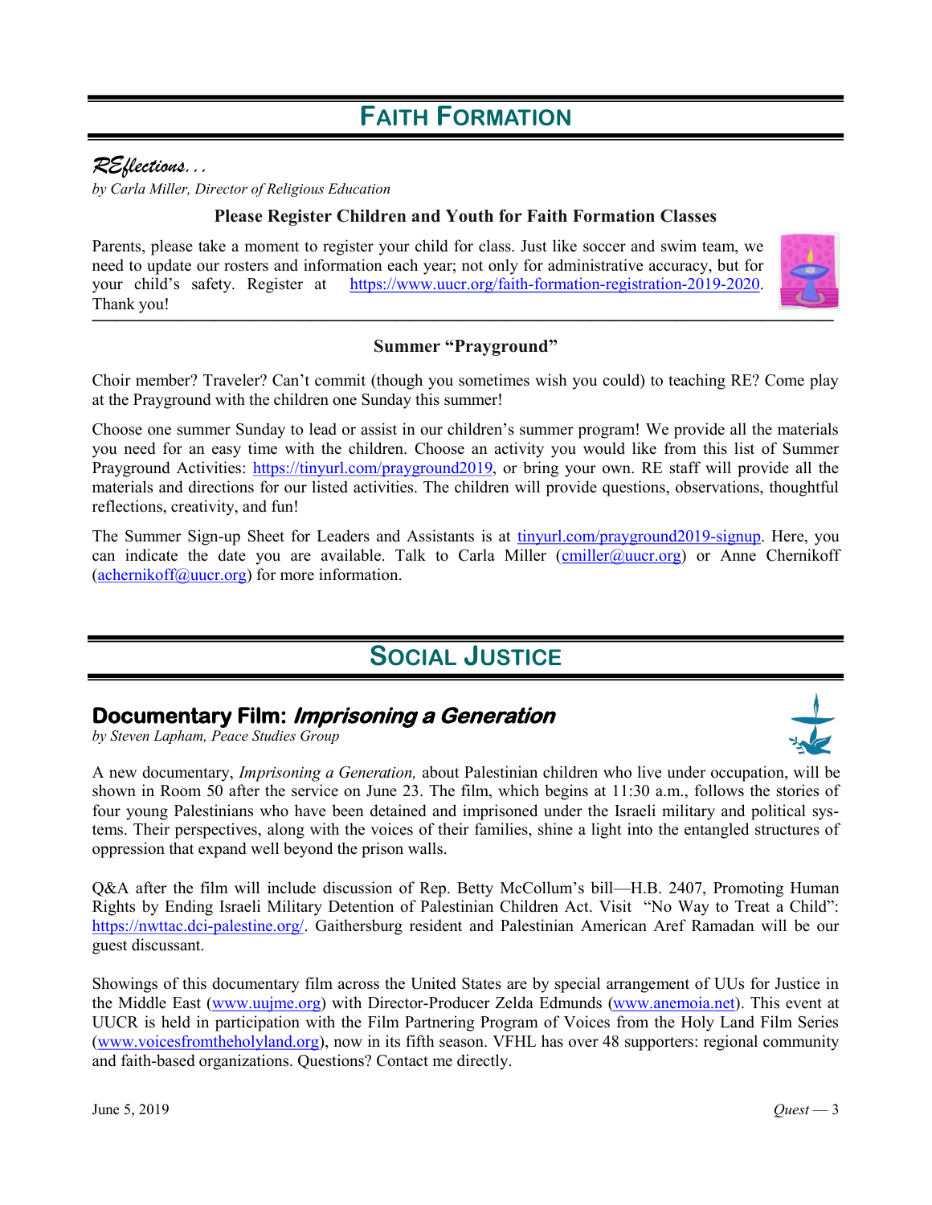# Faith Formation

## *REflections...*

*by Carla Miller, Director of Religious Education*

### Please Register Children and Youth for Faith Formation Classes

Parents, please take a moment to register your child for class. Just like soccer and swim team, we need to update our rosters and information each year; not only for administrative accuracy, but for your child's safety. Register at https://www.uucr.org/faith-formation-registration-2019-2020. Thank you!

### Summer "Prayground"

Choir member? Traveler? Can't commit (though you sometimes wish you could) to teaching RE? Come play at the Prayground with the children one Sunday this summer!

Choose one summer Sunday to lead or assist in our children's summer program! We provide all the materials you need for an easy time with the children. Choose an activity you would like from this list of Summer Prayground Activities: https://tinyurl.com/prayground2019, or bring your own. RE staff will provide all the materials and directions for our listed activities. The children will provide questions, observations, thoughtful reflections, creativity, and fun!

The Summer Sign-up Sheet for Leaders and Assistants is at tinyurl.com/prayground2019-signup. Here, you can indicate the date you are available. Talk to Carla Miller (cmiller@uucr.org) or Anne Chernikoff (achernikoff@uucr.org) for more information.

# Social Justice

## Documentary Film: *Imprisoning a Generation*

*by Steven Lapham, Peace Studies Group*

A new documentary, *Imprisoning a Generation,* about Palestinian children who live under occupation, will be shown in Room 50 after the service on June 23. The film, which begins at 11:30 a.m., follows the stories of four young Palestinians who have been detained and imprisoned under the Israeli military and political systems. Their perspectives, along with the voices of their families, shine a light into the entangled structures of oppression that expand well beyond the prison walls.

Q&A after the film will include discussion of Rep. Betty McCollum's bill—H.B. 2407, Promoting Human Rights by Ending Israeli Military Detention of Palestinian Children Act. Visit "No Way to Treat a Child": https://nwttac.dci-palestine.org/. Gaithersburg resident and Palestinian American Aref Ramadan will be our guest discussant.

Showings of this documentary film across the United States are by special arrangement of UUs for Justice in the Middle East (www.uujme.org) with Director-Producer Zelda Edmunds (www.anemoia.net). This event at UUCR is held in participation with the Film Partnering Program of Voices from the Holy Land Film Series (www.voicesfromtheholyland.org), now in its fifth season. VFHL has over 48 supporters: regional community and faith-based organizations. Questions? Contact me directly.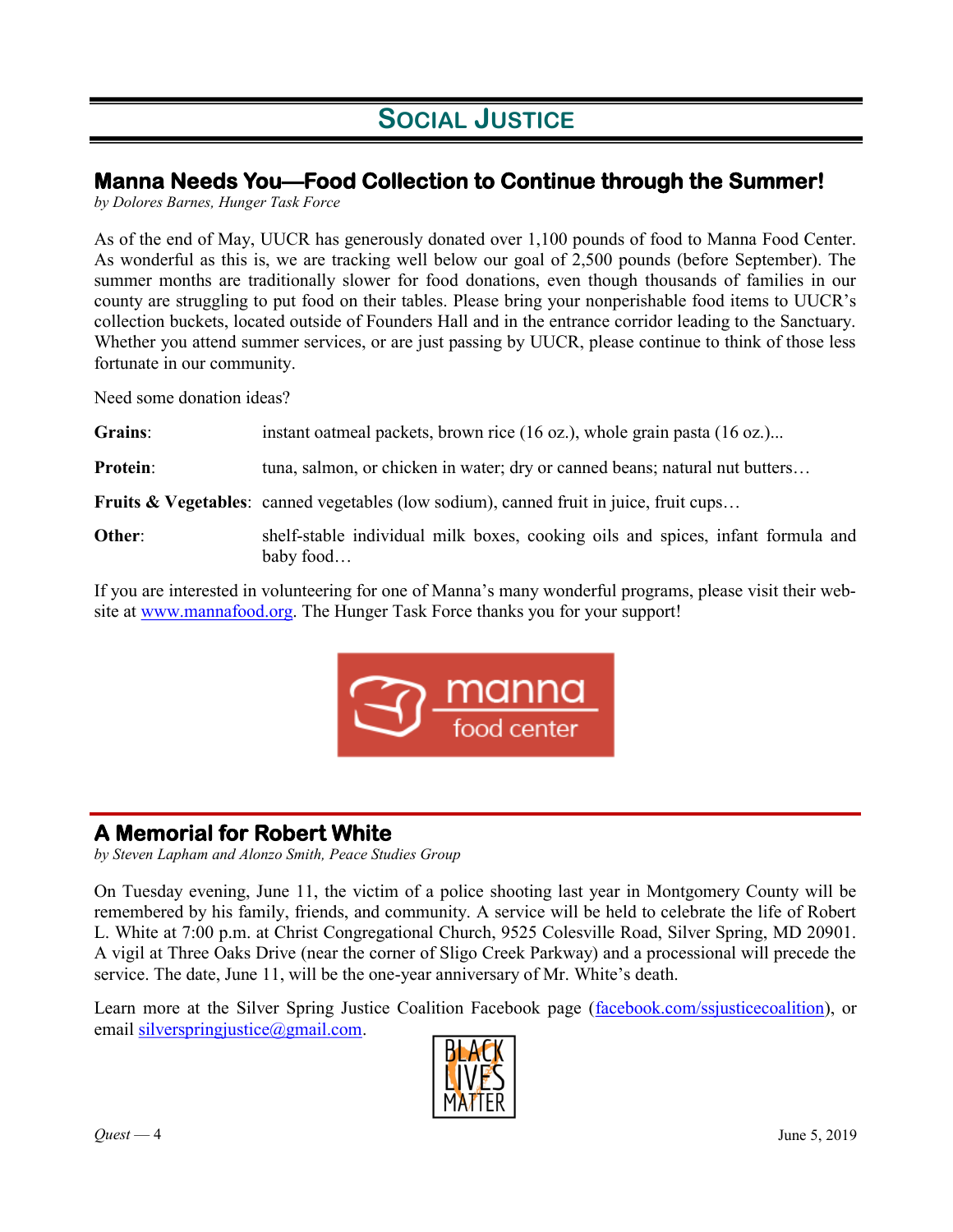# Social Justice

## Manna Needs You—Food Collection to Continue through the Summer!

*by Dolores Barnes, Hunger Task Force*

As of the end of May, UUCR has generously donated over 1,100 pounds of food to Manna Food Center. As wonderful as this is, we are tracking well below our goal of 2,500 pounds (before September). The summer months are traditionally slower for food donations, even though thousands of families in our county are struggling to put food on their tables. Please bring your nonperishable food items to UUCR's collection buckets, located outside of Founders Hall and in the entrance corridor leading to the Sanctuary. Whether you attend summer services, or are just passing by UUCR, please continue to think of those less fortunate in our community.

Need some donation ideas?

**Grains**: instant oatmeal packets, brown rice (16 oz.), whole grain pasta (16 oz.)...

**Protein**: tuna, salmon, or chicken in water; dry or canned beans; natural nut butters…

**Fruits & Vegetables**: canned vegetables (low sodium), canned fruit in juice, fruit cups…

**Other**: shelf-stable individual milk boxes, cooking oils and spices, infant formula and baby food…

If you are interested in volunteering for one of Manna's many wonderful programs, please visit their website at www.mannafood.org. The Hunger Task Force thanks you for your support!

## A Memorial for Robert White

*by Steven Lapham and Alonzo Smith, Peace Studies Group*

On Tuesday evening, June 11, the victim of a police shooting last year in Montgomery County will be remembered by his family, friends, and community. A service will be held to celebrate the life of Robert L. White at 7:00 p.m. at Christ Congregational Church, 9525 Colesville Road, Silver Spring, MD 20901. A vigil at Three Oaks Drive (near the corner of Sligo Creek Parkway) and a processional will precede the service. The date, June 11, will be the one-year anniversary of Mr. White's death.

Learn more at the Silver Spring Justice Coalition Facebook page (facebook.com/ssjusticecoalition), or email silverspringjustice@gmail.com.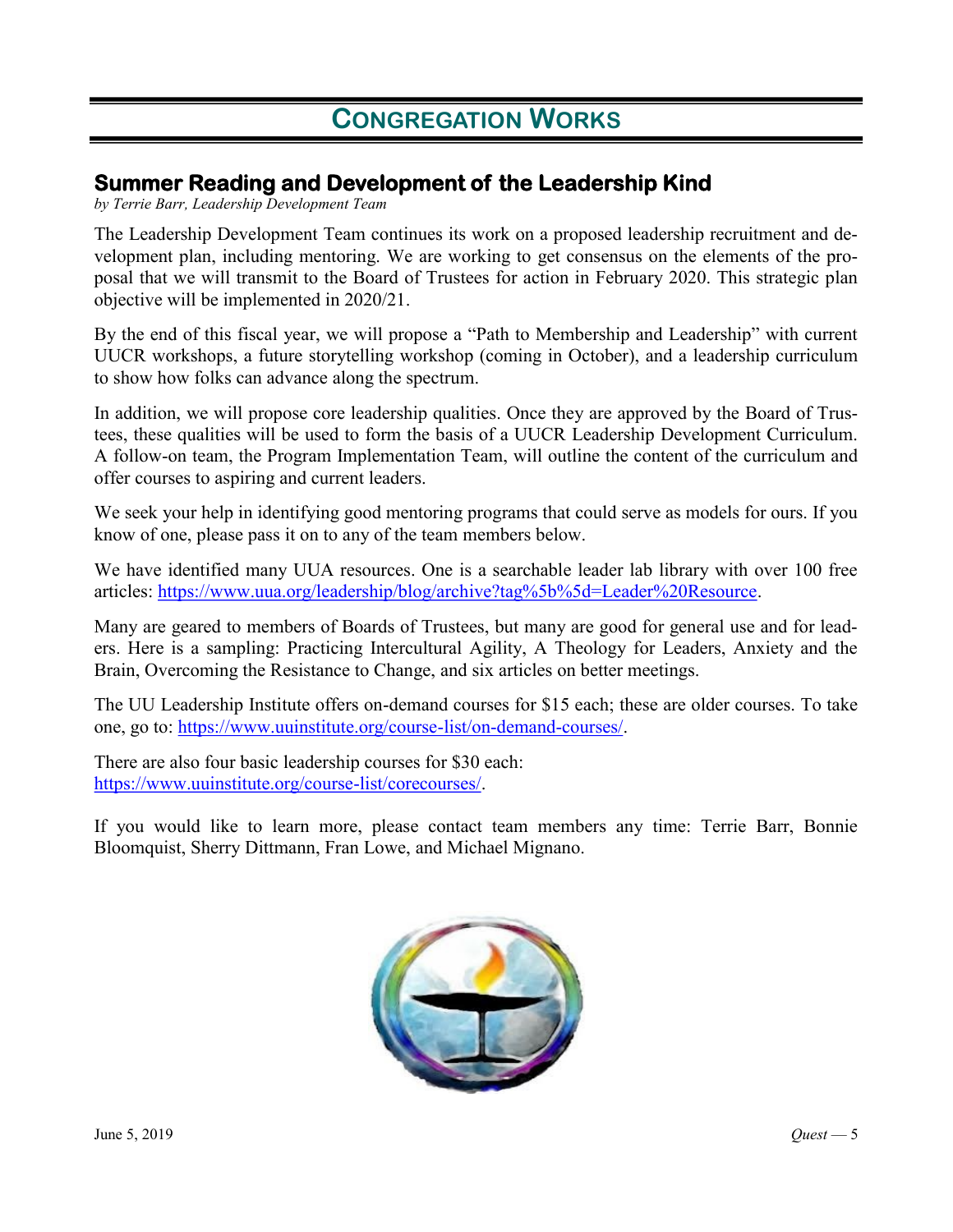# CONGREGATION WORKS

## Summer Reading and Development of the Leadership Kind

*by Terrie Barr, Leadership Development Team*

The Leadership Development Team continues its work on a proposed leadership recruitment and development plan, including mentoring. We are working to get consensus on the elements of the proposal that we will transmit to the Board of Trustees for action in February 2020. This strategic plan objective will be implemented in 2020/21.

By the end of this fiscal year, we will propose a "Path to Membership and Leadership" with current UUCR workshops, a future storytelling workshop (coming in October), and a leadership curriculum to show how folks can advance along the spectrum.

In addition, we will propose core leadership qualities. Once they are approved by the Board of Trustees, these qualities will be used to form the basis of a UUCR Leadership Development Curriculum. A follow-on team, the Program Implementation Team, will outline the content of the curriculum and offer courses to aspiring and current leaders.

We seek your help in identifying good mentoring programs that could serve as models for ours. If you know of one, please pass it on to any of the team members below.

We have identified many UUA resources. One is a searchable leader lab library with over 100 free articles: https://www.uua.org/leadership/blog/archive?tag%5b%5d=Leader%20Resource.

Many are geared to members of Boards of Trustees, but many are good for general use and for leaders. Here is a sampling: Practicing Intercultural Agility, A Theology for Leaders, Anxiety and the Brain, Overcoming the Resistance to Change, and six articles on better meetings.

The UU Leadership Institute offers on-demand courses for $15 each; these are older courses. To take one, go to: https://www.uuinstitute.org/course-list/on-demand-courses/.

There are also four basic leadership courses for $30 each:
https://www.uuinstitute.org/course-list/corecourses/.

If you would like to learn more, please contact team members any time: Terrie Barr, Bonnie Bloomquist, Sherry Dittmann, Fran Lowe, and Michael Mignano.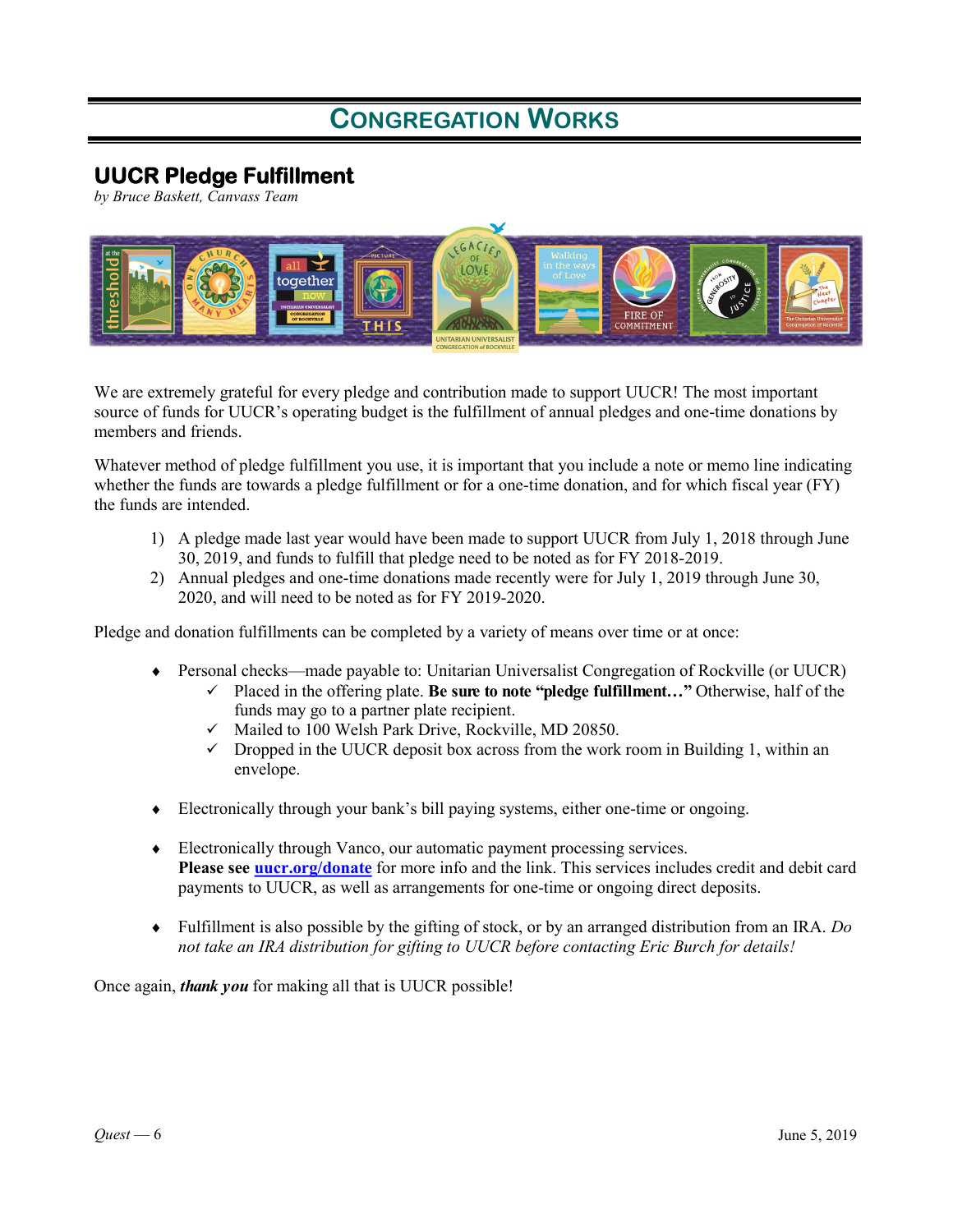# Congregation Works

## UUCR Pledge Fulfillment

*by Bruce Baskett, Canvass Team*

We are extremely grateful for every pledge and contribution made to support UUCR! The most important source of funds for UUCR's operating budget is the fulfillment of annual pledges and one-time donations by members and friends.

Whatever method of pledge fulfillment you use, it is important that you include a note or memo line indicating whether the funds are towards a pledge fulfillment or for a one-time donation, and for which fiscal year (FY) the funds are intended.

1) A pledge made last year would have been made to support UUCR from July 1, 2018 through June 30, 2019, and funds to fulfill that pledge need to be noted as for FY 2018-2019.
2) Annual pledges and one-time donations made recently were for July 1, 2019 through June 30, 2020, and will need to be noted as for FY 2019-2020.

Pledge and donation fulfillments can be completed by a variety of means over time or at once:

- Personal checks—made payable to: Unitarian Universalist Congregation of Rockville (or UUCR)
  - ✓ Placed in the offering plate. **Be sure to note "pledge fulfillment…"** Otherwise, half of the funds may go to a partner plate recipient.
  - ✓ Mailed to 100 Welsh Park Drive, Rockville, MD 20850.
  - ✓ Dropped in the UUCR deposit box across from the work room in Building 1, within an envelope.

- Electronically through your bank's bill paying systems, either one-time or ongoing.

- Electronically through Vanco, our automatic payment processing services.
  **Please see [uucr.org/donate](uucr.org/donate)** for more info and the link. This services includes credit and debit card payments to UUCR, as well as arrangements for one-time or ongoing direct deposits.

- Fulfillment is also possible by the gifting of stock, or by an arranged distribution from an IRA. *Do not take an IRA distribution for gifting to UUCR before contacting Eric Burch for details!*

Once again, ***thank you*** for making all that is UUCR possible!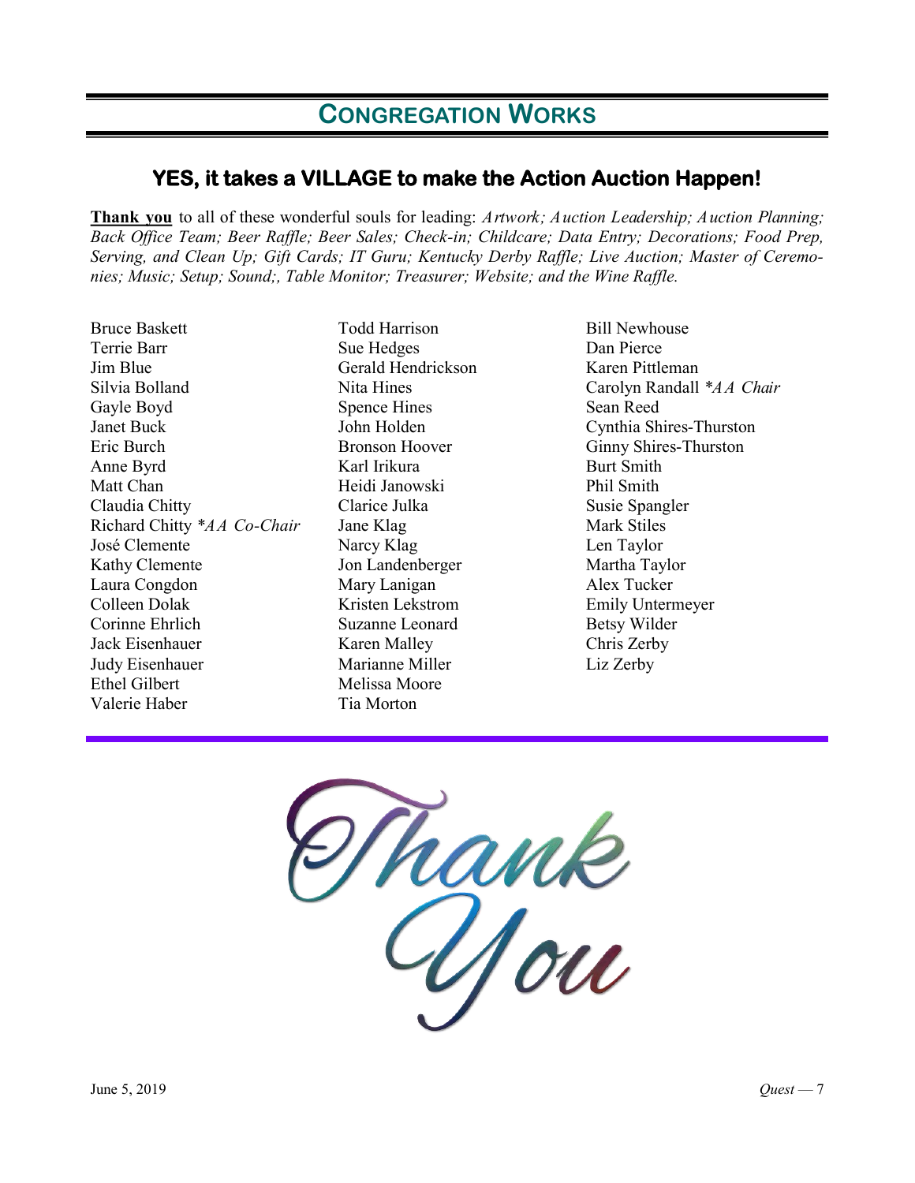# CONGREGATION WORKS

## YES, it takes a VILLAGE to make the Action Auction Happen!

**Thank you** to all of these wonderful souls for leading: *Artwork; Auction Leadership; Auction Planning; Back Office Team; Beer Raffle; Beer Sales; Check-in; Childcare; Data Entry; Decorations; Food Prep, Serving, and Clean Up; Gift Cards; IT Guru; Kentucky Derby Raffle; Live Auction; Master of Ceremonies; Music; Setup; Sound;, Table Monitor; Treasurer; Website; and the Wine Raffle.*

Bruce Baskett
Terrie Barr
Jim Blue
Silvia Bolland
Gayle Boyd
Janet Buck
Eric Burch
Anne Byrd
Matt Chan
Claudia Chitty
Richard Chitty **AA Co-Chair*
José Clemente
Kathy Clemente
Laura Congdon
Colleen Dolak
Corinne Ehrlich
Jack Eisenhauer
Judy Eisenhauer
Ethel Gilbert
Valerie Haber
Todd Harrison
Sue Hedges
Gerald Hendrickson
Nita Hines
Spence Hines
John Holden
Bronson Hoover
Karl Irikura
Heidi Janowski
Clarice Julka
Jane Klag
Narcy Klag
Jon Landenberger
Mary Lanigan
Kristen Lekstrom
Suzanne Leonard
Karen Malley
Marianne Miller
Melissa Moore
Tia Morton
Bill Newhouse
Dan Pierce
Karen Pittleman
Carolyn Randall **AA Chair*
Sean Reed
Cynthia Shires-Thurston
Ginny Shires-Thurston
Burt Smith
Phil Smith
Susie Spangler
Mark Stiles
Len Taylor
Martha Taylor
Alex Tucker
Emily Untermeyer
Betsy Wilder
Chris Zerby
Liz Zerby

Thank You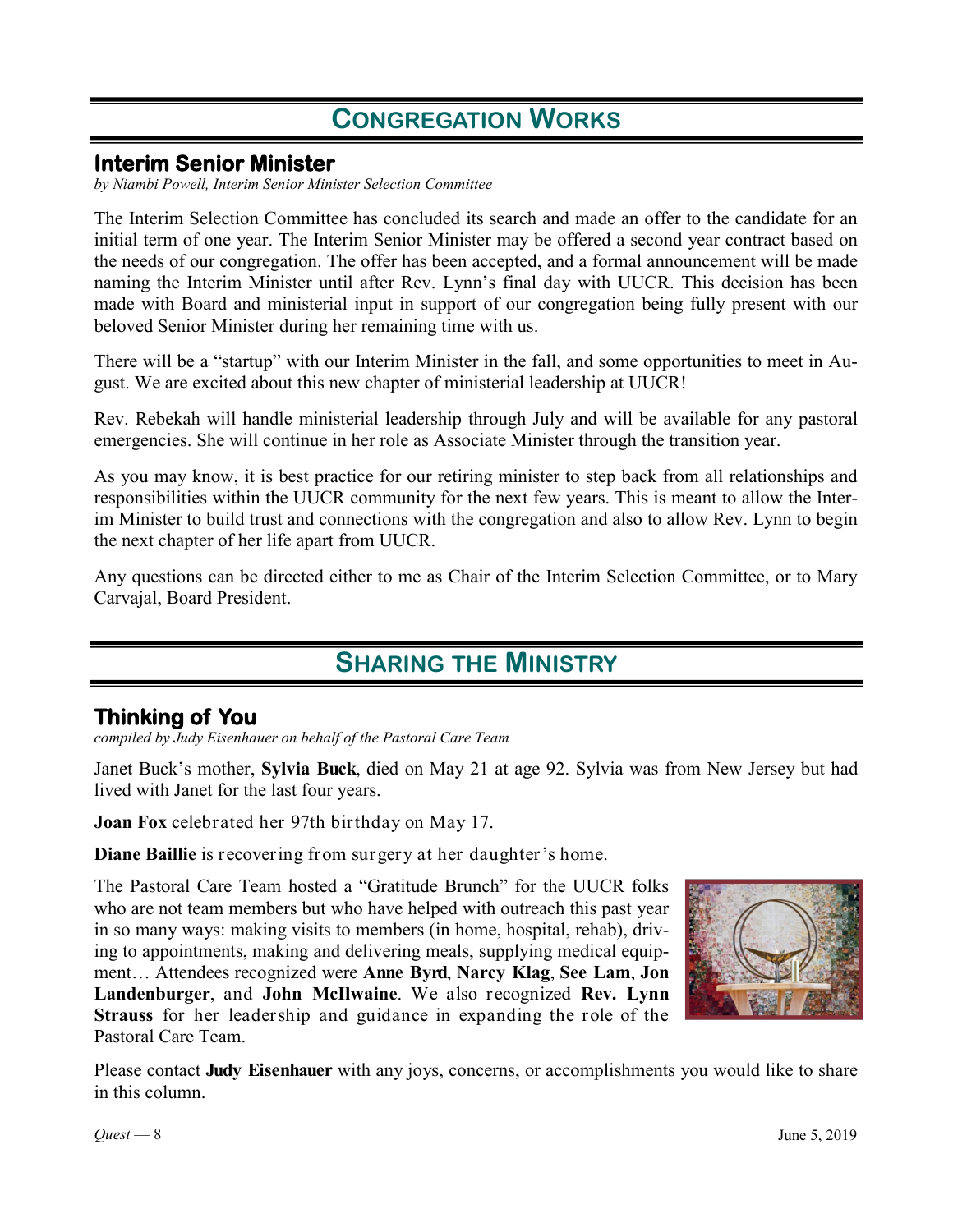# Congregation Works

## Interim Senior Minister

*by Niambi Powell, Interim Senior Minister Selection Committee*

The Interim Selection Committee has concluded its search and made an offer to the candidate for an initial term of one year. The Interim Senior Minister may be offered a second year contract based on the needs of our congregation. The offer has been accepted, and a formal announcement will be made naming the Interim Minister until after Rev. Lynn's final day with UUCR. This decision has been made with Board and ministerial input in support of our congregation being fully present with our beloved Senior Minister during her remaining time with us.

There will be a "startup" with our Interim Minister in the fall, and some opportunities to meet in August. We are excited about this new chapter of ministerial leadership at UUCR!

Rev. Rebekah will handle ministerial leadership through July and will be available for any pastoral emergencies. She will continue in her role as Associate Minister through the transition year.

As you may know, it is best practice for our retiring minister to step back from all relationships and responsibilities within the UUCR community for the next few years. This is meant to allow the Interim Minister to build trust and connections with the congregation and also to allow Rev. Lynn to begin the next chapter of her life apart from UUCR.

Any questions can be directed either to me as Chair of the Interim Selection Committee, or to Mary Carvajal, Board President.

# Sharing the Ministry

## Thinking of You

*compiled by Judy Eisenhauer on behalf of the Pastoral Care Team*

Janet Buck's mother, **Sylvia Buck**, died on May 21 at age 92. Sylvia was from New Jersey but had lived with Janet for the last four years.

**Joan Fox** celebrated her 97th birthday on May 17.

**Diane Baillie** is recovering from surgery at her daughter's home.

The Pastoral Care Team hosted a "Gratitude Brunch" for the UUCR folks who are not team members but who have helped with outreach this past year in so many ways: making visits to members (in home, hospital, rehab), driving to appointments, making and delivering meals, supplying medical equipment… Attendees recognized were **Anne Byrd**, **Narcy Klag**, **See Lam**, **Jon Landenburger**, and **John McIlwaine**. We also recognized **Rev. Lynn Strauss** for her leadership and guidance in expanding the role of the Pastoral Care Team.

Please contact **Judy Eisenhauer** with any joys, concerns, or accomplishments you would like to share in this column.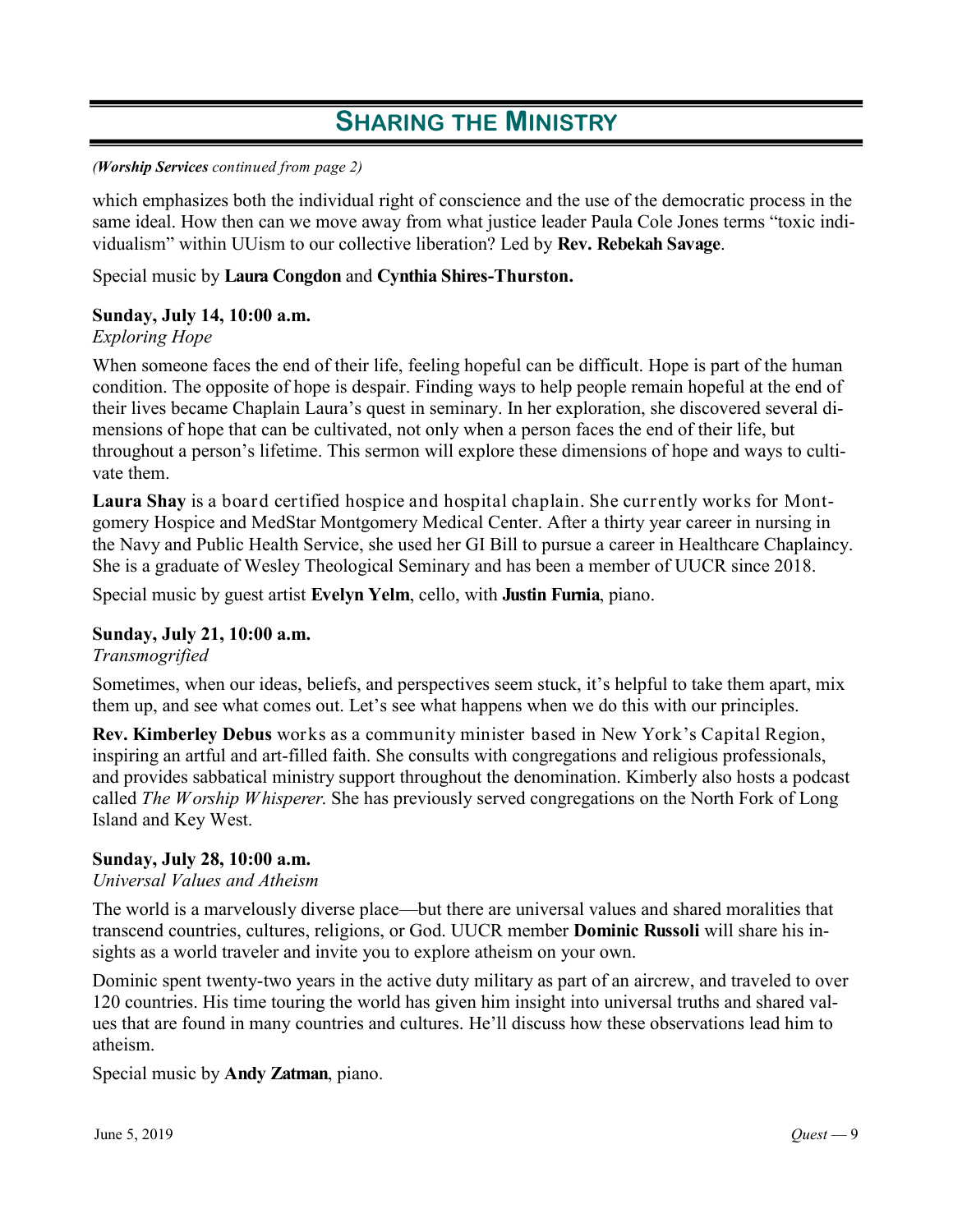## Sharing the Ministry

*(**Worship Services** continued from page 2)*

which emphasizes both the individual right of conscience and the use of the democratic process in the same ideal. How then can we move away from what justice leader Paula Cole Jones terms "toxic individualism" within UUism to our collective liberation? Led by **Rev. Rebekah Savage**.

Special music by **Laura Congdon** and **Cynthia Shires-Thurston.**

**Sunday, July 14, 10:00 a.m.**
*Exploring Hope*

When someone faces the end of their life, feeling hopeful can be difficult. Hope is part of the human condition. The opposite of hope is despair. Finding ways to help people remain hopeful at the end of their lives became Chaplain Laura's quest in seminary. In her exploration, she discovered several dimensions of hope that can be cultivated, not only when a person faces the end of their life, but throughout a person's lifetime. This sermon will explore these dimensions of hope and ways to cultivate them.

**Laura Shay** is a board certified hospice and hospital chaplain. She currently works for Montgomery Hospice and MedStar Montgomery Medical Center. After a thirty year career in nursing in the Navy and Public Health Service, she used her GI Bill to pursue a career in Healthcare Chaplaincy. She is a graduate of Wesley Theological Seminary and has been a member of UUCR since 2018.

Special music by guest artist **Evelyn Yelm**, cello, with **Justin Furnia**, piano.

**Sunday, July 21, 10:00 a.m.**
*Transmogrified*

Sometimes, when our ideas, beliefs, and perspectives seem stuck, it's helpful to take them apart, mix them up, and see what comes out. Let's see what happens when we do this with our principles.

**Rev. Kimberley Debus** works as a community minister based in New York's Capital Region, inspiring an artful and art-filled faith. She consults with congregations and religious professionals, and provides sabbatical ministry support throughout the denomination. Kimberly also hosts a podcast called *The Worship Whisperer*. She has previously served congregations on the North Fork of Long Island and Key West.

**Sunday, July 28, 10:00 a.m.**
*Universal Values and Atheism*

The world is a marvelously diverse place—but there are universal values and shared moralities that transcend countries, cultures, religions, or God. UUCR member **Dominic Russoli** will share his insights as a world traveler and invite you to explore atheism on your own.

Dominic spent twenty-two years in the active duty military as part of an aircrew, and traveled to over 120 countries. His time touring the world has given him insight into universal truths and shared values that are found in many countries and cultures. He'll discuss how these observations lead him to atheism.

Special music by **Andy Zatman**, piano.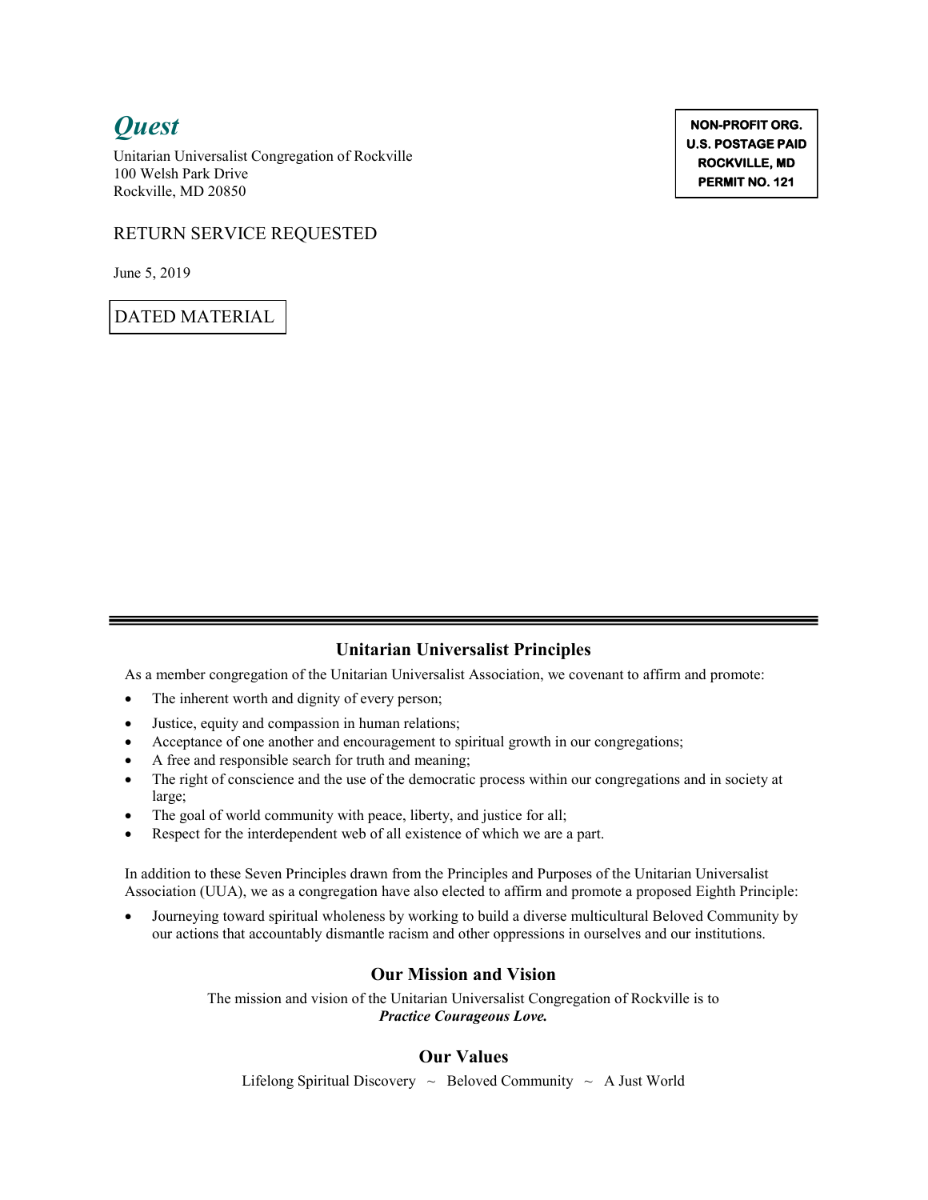# *Quest*

Unitarian Universalist Congregation of Rockville
100 Welsh Park Drive
Rockville, MD 20850

**NON-PROFIT ORG.**
**U.S. POSTAGE PAID**
**ROCKVILLE, MD**
**PERMIT NO. 121**

RETURN SERVICE REQUESTED

June 5, 2019

DATED MATERIAL

---

## Unitarian Universalist Principles

As a member congregation of the Unitarian Universalist Association, we covenant to affirm and promote:

- The inherent worth and dignity of every person;
- Justice, equity and compassion in human relations;
- Acceptance of one another and encouragement to spiritual growth in our congregations;
- A free and responsible search for truth and meaning;
- The right of conscience and the use of the democratic process within our congregations and in society at large;
- The goal of world community with peace, liberty, and justice for all;
- Respect for the interdependent web of all existence of which we are a part.

In addition to these Seven Principles drawn from the Principles and Purposes of the Unitarian Universalist Association (UUA), we as a congregation have also elected to affirm and promote a proposed Eighth Principle:

- Journeying toward spiritual wholeness by working to build a diverse multicultural Beloved Community by our actions that accountably dismantle racism and other oppressions in ourselves and our institutions.

## Our Mission and Vision

The mission and vision of the Unitarian Universalist Congregation of Rockville is to
***Practice Courageous Love.***

## Our Values

Lifelong Spiritual Discovery ~ Beloved Community ~ A Just World